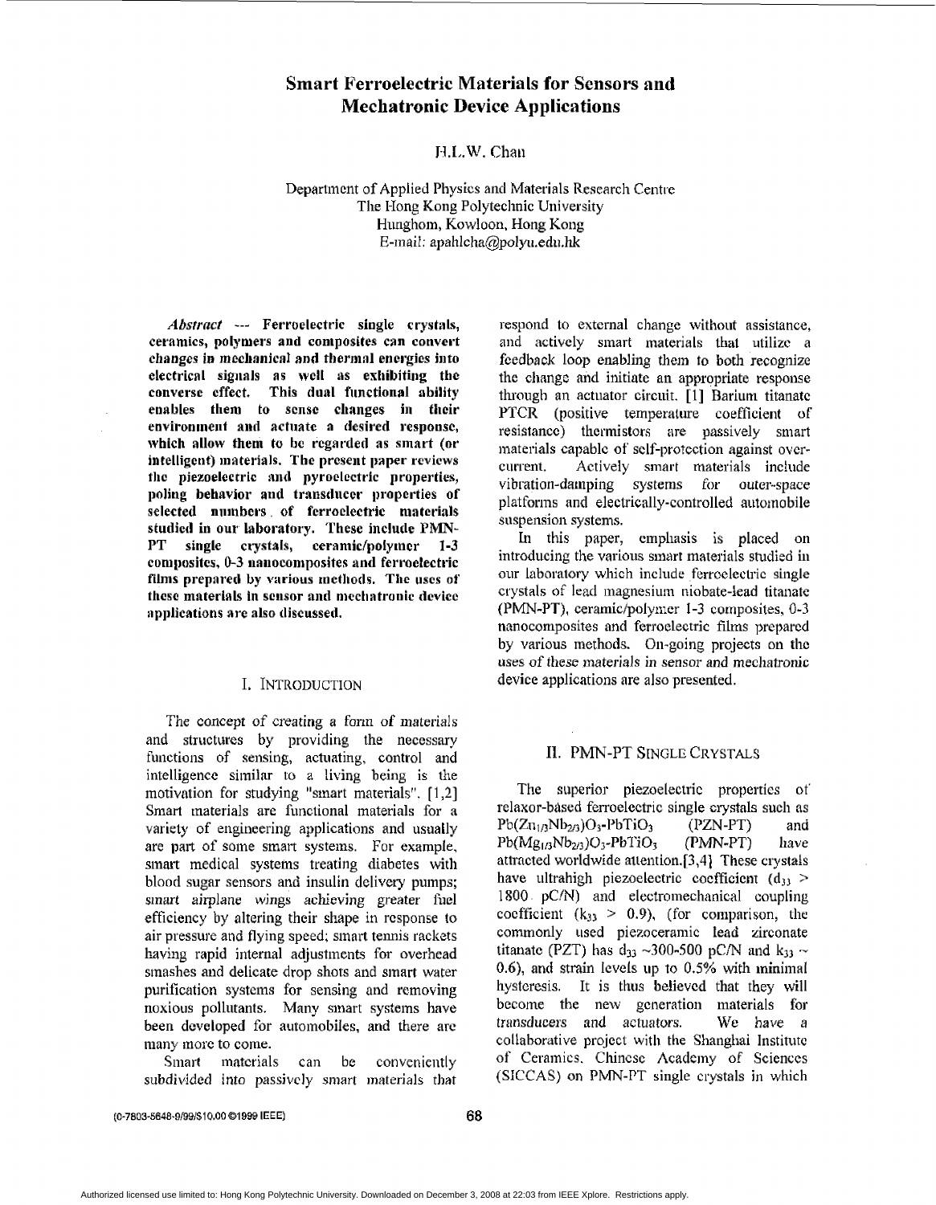# Smart Ferroelectric Materials for Sensors and Mechatronic Device Applications

H.L.W. Chan

Department of Applied Physics and Materials Research Centre
The Hong Kong Polytechnic University
Hunghom, Kowloon, Hong Kong
E-mail: apahlcha@polyu.edu.hk

***Abstract*** **--- Ferroelectric single crystals, ceramics, polymers and composites can convert changes in mechanical and thermal energies into electrical signals as well as exhibiting the converse effect. This dual functional ability enables them to sense changes in their environment and actuate a desired response, which allow them to be regarded as smart (or intelligent) materials. The present paper reviews the piezoelectric and pyroelectric properties, poling behavior and transducer properties of selected numbers of ferroelectric materials studied in our laboratory. These include PMN-PT single crystals, ceramic/polymer 1-3 composites, 0-3 nanocomposites and ferroelectric films prepared by various methods. The uses of these materials in sensor and mechatronic device applications are also discussed.**

## I. Introduction

The concept of creating a form of materials and structures by providing the necessary functions of sensing, actuating, control and intelligence similar to a living being is the motivation for studying "smart materials". [1,2] Smart materials are functional materials for a variety of engineering applications and usually are part of some smart systems. For example, smart medical systems treating diabetes with blood sugar sensors and insulin delivery pumps; smart airplane wings achieving greater fuel efficiency by altering their shape in response to air pressure and flying speed; smart tennis rackets having rapid internal adjustments for overhead smashes and delicate drop shots and smart water purification systems for sensing and removing noxious pollutants. Many smart systems have been developed for automobiles, and there are many more to come.

Smart materials can be conveniently subdivided into passively smart materials that respond to external change without assistance, and actively smart materials that utilize a feedback loop enabling them to both recognize the change and initiate an appropriate response through an actuator circuit. [1] Barium titanate PTCR (positive temperature coefficient of resistance) thermistors are passively smart materials capable of self-protection against over-current. Actively smart materials include vibration-damping systems for outer-space platforms and electrically-controlled automobile suspension systems.

In this paper, emphasis is placed on introducing the various smart materials studied in our laboratory which include ferroelectric single crystals of lead magnesium niobate-lead titanate (PMN-PT), ceramic/polymer 1-3 composites, 0-3 nanocomposites and ferroelectric films prepared by various methods. On-going projects on the uses of these materials in sensor and mechatronic device applications are also presented.

## II. PMN-PT Single Crystals

The superior piezoelectric properties of relaxor-based ferroelectric single crystals such as $Pb(Zn_{1/3}Nb_{2/3})O_3$-$PbTiO_3$ (PZN-PT) and $Pb(Mg_{1/3}Nb_{2/3})O_3$-$PbTiO_3$ (PMN-PT) have attracted worldwide attention.[3,4] These crystals have ultrahigh piezoelectric coefficient ($d_{33} >$ 1800 pC/N) and electromechanical coupling coefficient ($k_{33} > 0.9$), (for comparison, the commonly used piezoceramic lead zirconate titanate (PZT) has $d_{33}$ ~300-500 pC/N and $k_{33}$ ~ 0.6), and strain levels up to 0.5% with minimal hysteresis. It is thus believed that they will become the new generation materials for transducers and actuators. We have a collaborative project with the Shanghai Institute of Ceramics, Chinese Academy of Sciences (SICCAS) on PMN-PT single crystals in which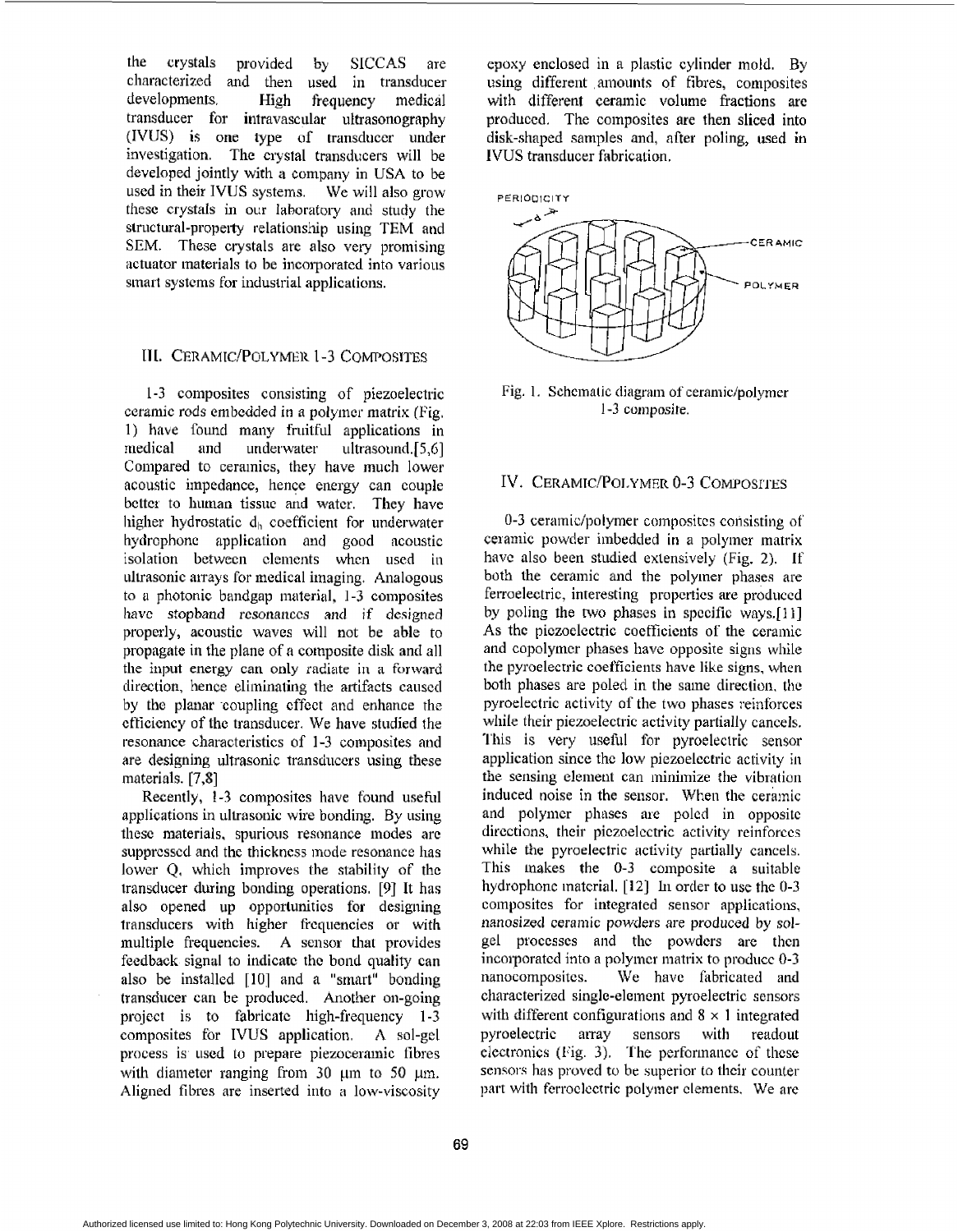the crystals provided by SICCAS are characterized and then used in transducer developments. High frequency medical transducer for intravascular ultrasonography (IVUS) is one type of transducer under investigation. The crystal transducers will be developed jointly with a company in USA to be used in their IVUS systems. We will also grow these crystals in our laboratory and study the structural-property relationship using TEM and SEM. These crystals are also very promising actuator materials to be incorporated into various smart systems for industrial applications.

## III. Ceramic/Polymer 1-3 Composites

1-3 composites consisting of piezoelectric ceramic rods embedded in a polymer matrix (Fig. 1) have found many fruitful applications in medical and underwater ultrasound.[5,6] Compared to ceramics, they have much lower acoustic impedance, hence energy can couple better to human tissue and water. They have higher hydrostatic $d_h$ coefficient for underwater hydrophone application and good acoustic isolation between elements when used in ultrasonic arrays for medical imaging. Analogous to a photonic bandgap material, 1-3 composites have stopband resonances and if designed properly, acoustic waves will not be able to propagate in the plane of a composite disk and all the input energy can only radiate in a forward direction, hence eliminating the artifacts caused by the planar coupling effect and enhance the efficiency of the transducer. We have studied the resonance characteristics of 1-3 composites and are designing ultrasonic transducers using these materials. [7,8]

Recently, 1-3 composites have found useful applications in ultrasonic wire bonding. By using these materials, spurious resonance modes are suppressed and the thickness mode resonance has lower Q, which improves the stability of the transducer during bonding operations. [9] It has also opened up opportunities for designing transducers with higher frequencies or with multiple frequencies. A sensor that provides feedback signal to indicate the bond quality can also be installed [10] and a "smart" bonding transducer can be produced. Another on-going project is to fabricate high-frequency 1-3 composites for IVUS application. A sol-gel process is used to prepare piezoceramic fibres with diameter ranging from 30 μm to 50 μm. Aligned fibres are inserted into a low-viscosity epoxy enclosed in a plastic cylinder mold. By using different amounts of fibres, composites with different ceramic volume fractions are produced. The composites are then sliced into disk-shaped samples and, after poling, used in IVUS transducer fabrication.

PERIODICITY d — CERAMIC — POLYMER

Fig. 1. Schematic diagram of ceramic/polymer 1-3 composite.

## IV. Ceramic/Polymer 0-3 Composites

0-3 ceramic/polymer composites consisting of ceramic powder imbedded in a polymer matrix have also been studied extensively (Fig. 2). If both the ceramic and the polymer phases are ferroelectric, interesting properties are produced by poling the two phases in specific ways.[11] As the piezoelectric coefficients of the ceramic and copolymer phases have opposite signs while the pyroelectric coefficients have like signs, when both phases are poled in the same direction, the pyroelectric activity of the two phases reinforces while their piezoelectric activity partially cancels. This is very useful for pyroelectric sensor application since the low piezoelectric activity in the sensing element can minimize the vibration induced noise in the sensor. When the ceramic and polymer phases are poled in opposite directions, their piezoelectric activity reinforces while the pyroelectric activity partially cancels. This makes the 0-3 composite a suitable hydrophone material. [12] In order to use the 0-3 composites for integrated sensor applications, nanosized ceramic powders are produced by sol-gel processes and the powders are then incorporated into a polymer matrix to produce 0-3 nanocomposites. We have fabricated and characterized single-element pyroelectric sensors with different configurations and 8 × 1 integrated pyroelectric array sensors with readout electronics (Fig. 3). The performance of these sensors has proved to be superior to their counter part with ferroelectric polymer elements. We are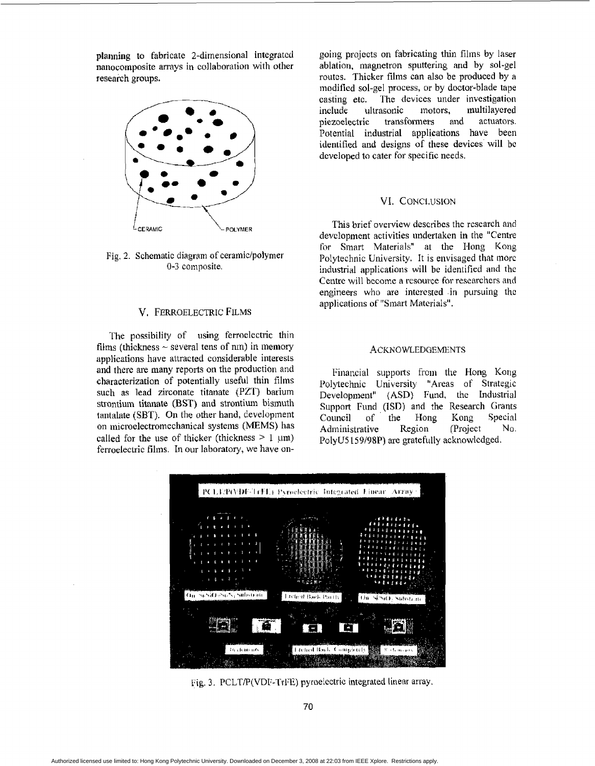planning to fabricate 2-dimensional integrated nanocomposite arrays in collaboration with other research groups.

Fig. 2. Schematic diagram of ceramic/polymer 0-3 composite.

## V. Ferroelectric Films

The possibility of using ferroelectric thin films (thickness ~ several tens of nm) in memory applications have attracted considerable interests and there are many reports on the production and characterization of potentially useful thin films such as lead zirconate titanate (PZT) barium strontium titanate (BST) and strontium bismuth tantalate (SBT). On the other hand, development on microelectromechanical systems (MEMS) has called for the use of thicker (thickness > 1 μm) ferroelectric films. In our laboratory, we have on-going projects on fabricating thin films by laser ablation, magnetron sputtering and by sol-gel routes. Thicker films can also be produced by a modified sol-gel process, or by doctor-blade tape casting etc. The devices under investigation include ultrasonic motors, multilayered piezoelectric transformers and actuators. Potential industrial applications have been identified and designs of these devices will be developed to cater for specific needs.

## VI. Conclusion

This brief overview describes the research and development activities undertaken in the "Centre for Smart Materials" at the Hong Kong Polytechnic University. It is envisaged that more industrial applications will be identified and the Centre will become a resource for researchers and engineers who are interested in pursuing the applications of "Smart Materials".

## Acknowledgements

Financial supports from the Hong Kong Polytechnic University "Areas of Strategic Development" (ASD) Fund, the Industrial Support Fund (ISD) and the Research Grants Council of the Hong Kong Special Administrative Region (Project No. PolyU5159/98P) are gratefully acknowledged.

Fig. 3. PCLT/P(VDF-TrFE) pyroelectric integrated linear array.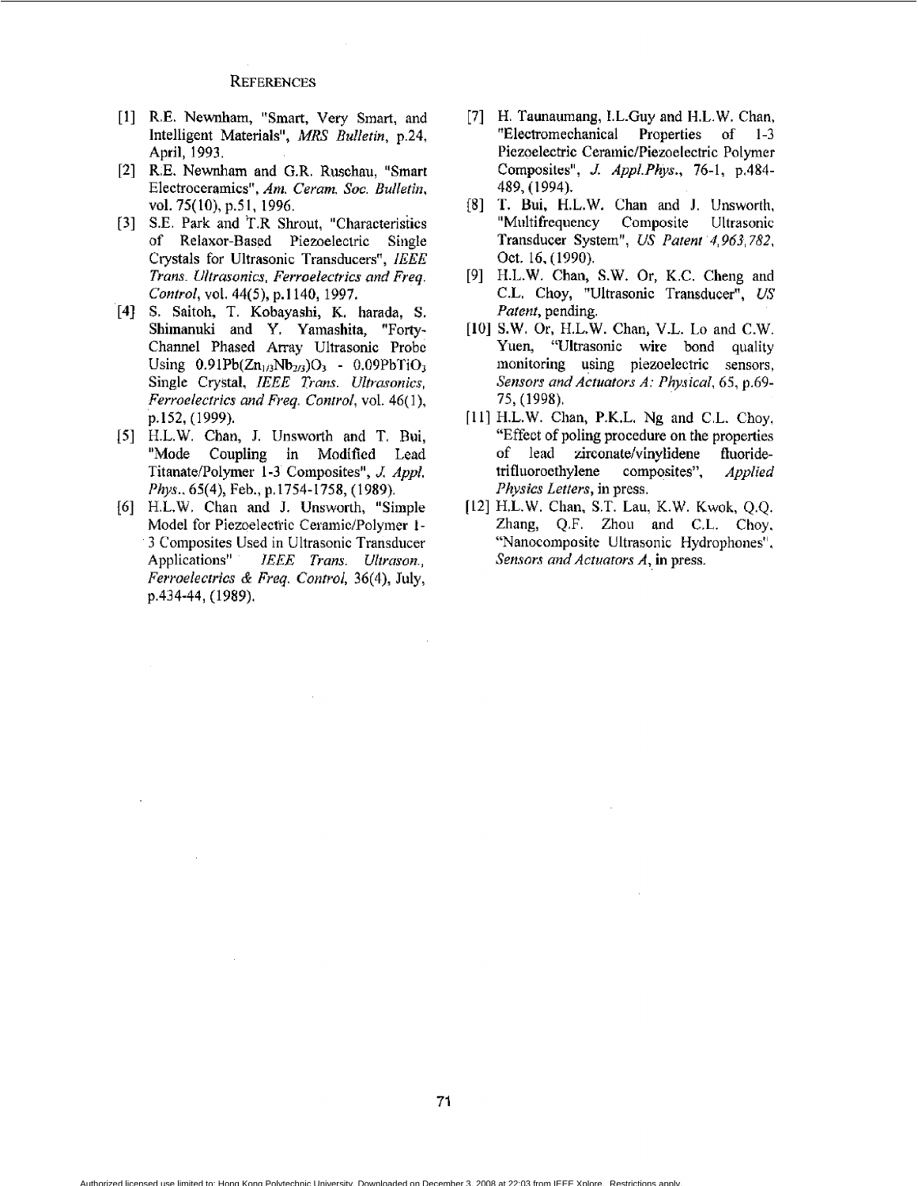## REFERENCES

[1] R.E. Newnham, "Smart, Very Smart, and Intelligent Materials", *MRS Bulletin*, p.24, April, 1993.

[2] R.E. Newnham and G.R. Ruschau, "Smart Electroceramics", *Am. Ceram. Soc. Bulletin*, vol. 75(10), p.51, 1996.

[3] S.E. Park and T.R Shrout, "Characteristics of Relaxor-Based Piezoelectric Single Crystals for Ultrasonic Transducers", *IEEE Trans. Ultrasonics, Ferroelectrics and Freq. Control*, vol. 44(5), p.1140, 1997.

[4] S. Saitoh, T. Kobayashi, K. harada, S. Shimanuki and Y. Yamashita, "Forty-Channel Phased Array Ultrasonic Probe Using $0.91Pb(Zn_{1/3}Nb_{2/3})O_3$ - $0.09PbTiO_3$ Single Crystal, *IEEE Trans. Ultrasonics, Ferroelectrics and Freq. Control*, vol. 46(1), p.152, (1999).

[5] H.L.W. Chan, J. Unsworth and T. Bui, "Mode Coupling in Modified Lead Titanate/Polymer 1-3 Composites", *J. Appl. Phys.*, 65(4), Feb., p.1754-1758, (1989).

[6] H.L.W. Chan and J. Unsworth, "Simple Model for Piezoelectric Ceramic/Polymer 1-3 Composites Used in Ultrasonic Transducer Applications" *IEEE Trans. Ultrason., Ferroelectrics & Freq. Control*, 36(4), July, p.434-44, (1989).

[7] H. Taunaumang, I.L.Guy and H.L.W. Chan, "Electromechanical Properties of 1-3 Piezoelectric Ceramic/Piezoelectric Polymer Composites", *J. Appl.Phys.*, 76-1, p.484-489, (1994).

[8] T. Bui, H.L.W. Chan and J. Unsworth, "Multifrequency Composite Ultrasonic Transducer System", *US Patent 4,963,782*, Oct. 16, (1990).

[9] H.L.W. Chan, S.W. Or, K.C. Cheng and C.L. Choy, "Ultrasonic Transducer", *US Patent*, pending.

[10] S.W. Or, H.L.W. Chan, V.L. Lo and C.W. Yuen, "Ultrasonic wire bond quality monitoring using piezoelectric sensors, *Sensors and Actuators A: Physical*, 65, p.69-75, (1998).

[11] H.L.W. Chan, P.K.L. Ng and C.L. Choy, "Effect of poling procedure on the properties of lead zirconate/vinylidene fluoride-trifluoroethylene composites", *Applied Physics Letters*, in press.

[12] H.L.W. Chan, S.T. Lau, K.W. Kwok, Q.Q. Zhang, Q.F. Zhou and C.L. Choy, "Nanocomposite Ultrasonic Hydrophones", *Sensors and Actuators A*, in press.